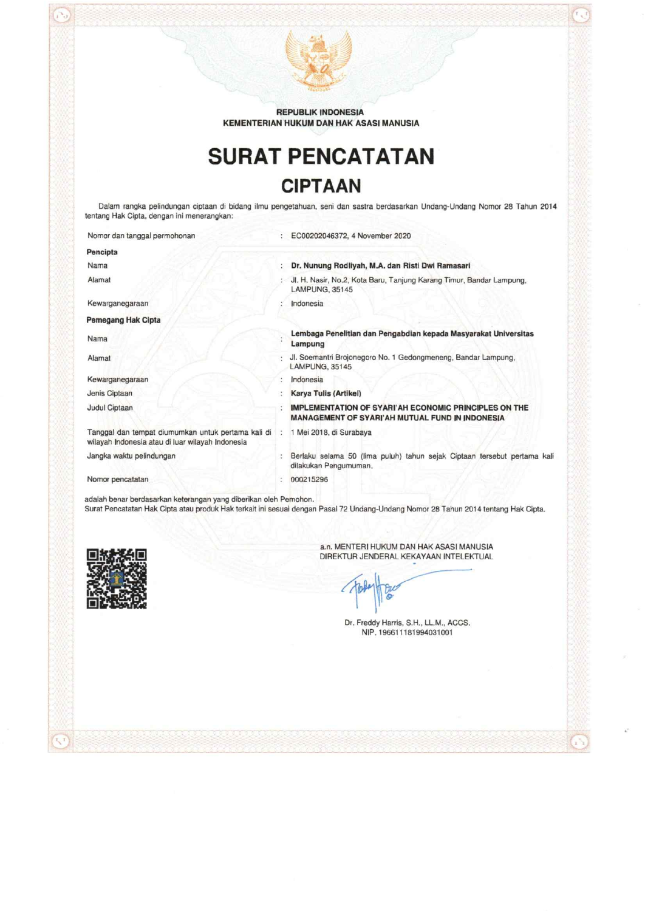**REPUBLIK INDONESIA**
**KEMENTERIAN HUKUM DAN HAK ASASI MANUSIA**

# SURAT PENCATATAN

## CIPTAAN

Dalam rangka pelindungan ciptaan di bidang ilmu pengetahuan, seni dan sastra berdasarkan Undang-Undang Nomor 28 Tahun 2014 tentang Hak Cipta, dengan ini menerangkan:

| | | |
|---|---|---|
| Nomor dan tanggal permohonan | : | EC00202046372, 4 November 2020 |
| **Pencipta** | | |
| Nama | : | **Dr. Nunung Rodliyah, M.A. dan Risti Dwi Ramasari** |
| Alamat | : | Jl. H. Nasir, No.2, Kota Baru, Tanjung Karang Timur, Bandar Lampung, LAMPUNG, 35145 |
| Kewarganegaraan | : | Indonesia |
| **Pemegang Hak Cipta** | | |
| Nama | : | **Lembaga Penelitian dan Pengabdian kepada Masyarakat Universitas Lampung** |
| Alamat | : | Jl. Soemantri Brojonegoro No. 1 Gedongmeneng, Bandar Lampung, LAMPUNG, 35145 |
| Kewarganegaraan | : | Indonesia |
| Jenis Ciptaan | : | **Karya Tulis (Artikel)** |
| Judul Ciptaan | : | **IMPLEMENTATION OF SYARI'AH ECONOMIC PRINCIPLES ON THE MANAGEMENT OF SYARI'AH MUTUAL FUND IN INDONESIA** |
| Tanggal dan tempat diumumkan untuk pertama kali di wilayah Indonesia atau di luar wilayah Indonesia | : | 1 Mei 2018, di Surabaya |
| Jangka waktu pelindungan | : | Berlaku selama 50 (lima puluh) tahun sejak Ciptaan tersebut pertama kali dilakukan Pengumuman. |
| Nomor pencatatan | : | 000215296 |

adalah benar berdasarkan keterangan yang diberikan oleh Pemohon.
Surat Pencatatan Hak Cipta atau produk Hak terkait ini sesuai dengan Pasal 72 Undang-Undang Nomor 28 Tahun 2014 tentang Hak Cipta.

a.n. MENTERI HUKUM DAN HAK ASASI MANUSIA
DIREKTUR JENDERAL KEKAYAAN INTELEKTUAL

Dr. Freddy Harris, S.H., LL.M., ACCS.
NIP. 196611181994031001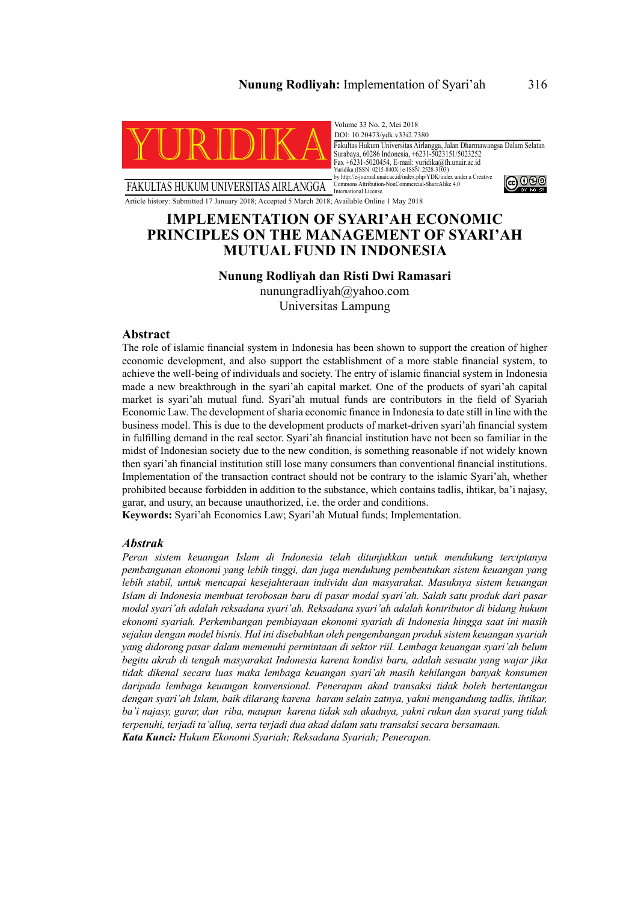Article history: Submitted 17 January 2018; Accepted 5 March 2018; Available Online 1 May 2018

# IMPLEMENTATION OF SYARI'AH ECONOMIC PRINCIPLES ON THE MANAGEMENT OF SYARI'AH MUTUAL FUND IN INDONESIA

**Nunung Rodliyah dan Risti Dwi Ramasari**

nunungradliyah@yahoo.com

Universitas Lampung

## Abstract

The role of islamic financial system in Indonesia has been shown to support the creation of higher economic development, and also support the establishment of a more stable financial system, to achieve the well-being of individuals and society. The entry of islamic financial system in Indonesia made a new breakthrough in the syari'ah capital market. One of the products of syari'ah capital market is syari'ah mutual fund. Syari'ah mutual funds are contributors in the field of Syariah Economic Law. The development of sharia economic finance in Indonesia to date still in line with the business model. This is due to the development products of market-driven syari'ah financial system in fulfilling demand in the real sector. Syari'ah financial institution have not been so familiar in the midst of Indonesian society due to the new condition, is something reasonable if not widely known then syari'ah financial institution still lose many consumers than conventional financial institutions. Implementation of the transaction contract should not be contrary to the islamic Syari'ah, whether prohibited because forbidden in addition to the substance, which contains tadlis, ihtikar, ba'i najasy, garar, and usury, an because unauthorized, i.e. the order and conditions.

**Keywords:** Syari'ah Economics Law; Syari'ah Mutual funds; Implementation.

## *Abstrak*

*Peran sistem keuangan Islam di Indonesia telah ditunjukkan untuk mendukung terciptanya pembangunan ekonomi yang lebih tinggi, dan juga mendukung pembentukan sistem keuangan yang lebih stabil, untuk mencapai kesejahteraan individu dan masyarakat. Masuknya sistem keuangan Islam di Indonesia membuat terobosan baru di pasar modal syari'ah. Salah satu produk dari pasar modal syari'ah adalah reksadana syari'ah. Reksadana syari'ah adalah kontributor di bidang hukum ekonomi syariah. Perkembangan pembiayaan ekonomi syariah di Indonesia hingga saat ini masih sejalan dengan model bisnis. Hal ini disebabkan oleh pengembangan produk sistem keuangan syariah yang didorong pasar dalam memenuhi permintaan di sektor riil. Lembaga keuangan syari'ah belum begitu akrab di tengah masyarakat Indonesia karena kondisi baru, adalah sesuatu yang wajar jika tidak dikenal secara luas maka lembaga keuangan syari'ah masih kehilangan banyak konsumen daripada lembaga keuangan konvensional. Penerapan akad transaksi tidak boleh bertentangan dengan syari'ah Islam, baik dilarang karena haram selain zatnya, yakni mengandung tadlis, ihtikar, ba'i najasy, garar, dan riba, maupun karena tidak sah akadnya, yakni rukun dan syarat yang tidak terpenuhi, terjadi ta'alluq, serta terjadi dua akad dalam satu transaksi secara bersamaan.*

***Kata Kunci:*** *Hukum Ekonomi Syariah; Reksadana Syariah; Penerapan.*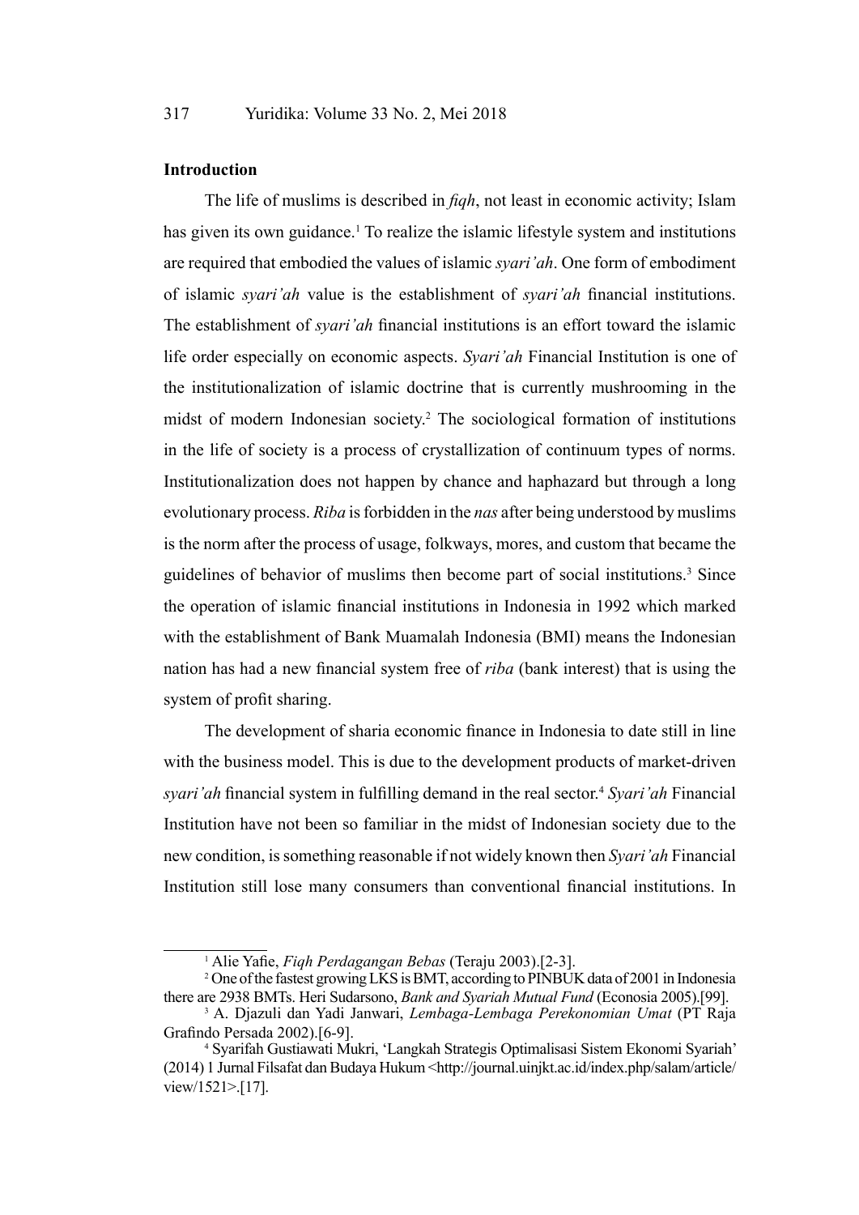## Introduction

The life of muslims is described in *fiqh*, not least in economic activity; Islam has given its own guidance.[1] To realize the islamic lifestyle system and institutions are required that embodied the values of islamic *syari'ah*. One form of embodiment of islamic *syari'ah* value is the establishment of *syari'ah* financial institutions. The establishment of *syari'ah* financial institutions is an effort toward the islamic life order especially on economic aspects. *Syari'ah* Financial Institution is one of the institutionalization of islamic doctrine that is currently mushrooming in the midst of modern Indonesian society.[2] The sociological formation of institutions in the life of society is a process of crystallization of continuum types of norms. Institutionalization does not happen by chance and haphazard but through a long evolutionary process. *Riba* is forbidden in the *nas* after being understood by muslims is the norm after the process of usage, folkways, mores, and custom that became the guidelines of behavior of muslims then become part of social institutions.[3] Since the operation of islamic financial institutions in Indonesia in 1992 which marked with the establishment of Bank Muamalah Indonesia (BMI) means the Indonesian nation has had a new financial system free of *riba* (bank interest) that is using the system of profit sharing.

The development of sharia economic finance in Indonesia to date still in line with the business model. This is due to the development products of market-driven *syari'ah* financial system in fulfilling demand in the real sector.[4] *Syari'ah* Financial Institution have not been so familiar in the midst of Indonesian society due to the new condition, is something reasonable if not widely known then *Syari'ah* Financial Institution still lose many consumers than conventional financial institutions. In

---

[1] Alie Yafie, *Fiqh Perdagangan Bebas* (Teraju 2003).[2-3].

[2] One of the fastest growing LKS is BMT, according to PINBUK data of 2001 in Indonesia there are 2938 BMTs. Heri Sudarsono, *Bank and Syariah Mutual Fund* (Econosia 2005).[99].

[3] A. Djazuli dan Yadi Janwari, *Lembaga-Lembaga Perekonomian Umat* (PT Raja Grafindo Persada 2002).[6-9].

[4] Syarifah Gustiawati Mukri, 'Langkah Strategis Optimalisasi Sistem Ekonomi Syariah' (2014) 1 Jurnal Filsafat dan Budaya Hukum <http://journal.uinjkt.ac.id/index.php/salam/article/view/1521>.[17].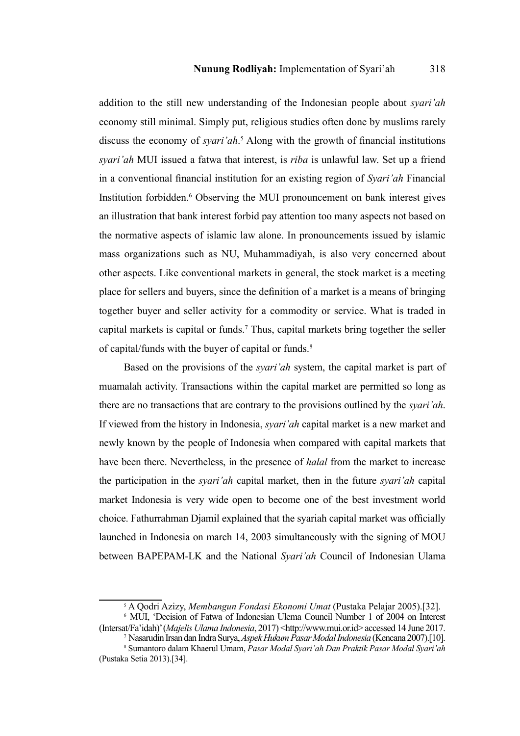addition to the still new understanding of the Indonesian people about *syari'ah* economy still minimal. Simply put, religious studies often done by muslims rarely discuss the economy of *syari'ah*.[5] Along with the growth of financial institutions *syari'ah* MUI issued a fatwa that interest, is *riba* is unlawful law. Set up a friend in a conventional financial institution for an existing region of *Syari'ah* Financial Institution forbidden.[6] Observing the MUI pronouncement on bank interest gives an illustration that bank interest forbid pay attention too many aspects not based on the normative aspects of islamic law alone. In pronouncements issued by islamic mass organizations such as NU, Muhammadiyah, is also very concerned about other aspects. Like conventional markets in general, the stock market is a meeting place for sellers and buyers, since the definition of a market is a means of bringing together buyer and seller activity for a commodity or service. What is traded in capital markets is capital or funds.[7] Thus, capital markets bring together the seller of capital/funds with the buyer of capital or funds.[8]

Based on the provisions of the *syari'ah* system, the capital market is part of muamalah activity. Transactions within the capital market are permitted so long as there are no transactions that are contrary to the provisions outlined by the *syari'ah*. If viewed from the history in Indonesia, *syari'ah* capital market is a new market and newly known by the people of Indonesia when compared with capital markets that have been there. Nevertheless, in the presence of *halal* from the market to increase the participation in the *syari'ah* capital market, then in the future *syari'ah* capital market Indonesia is very wide open to become one of the best investment world choice. Fathurrahman Djamil explained that the syariah capital market was officially launched in Indonesia on march 14, 2003 simultaneously with the signing of MOU between BAPEPAM-LK and the National *Syari'ah* Council of Indonesian Ulama

---

[5] A Qodri Azizy, *Membangun Fondasi Ekonomi Umat* (Pustaka Pelajar 2005).[32].

[6] MUI, 'Decision of Fatwa of Indonesian Ulema Council Number 1 of 2004 on Interest (Intersat/Fa'idah)' (*Majelis Ulama Indonesia*, 2017) <http://www.mui.or.id> accessed 14 June 2017.

[7] Nasarudin Irsan dan Indra Surya, *Aspek Hukum Pasar Modal Indonesia* (Kencana 2007).[10].

[8] Sumantoro dalam Khaerul Umam, *Pasar Modal Syari'ah Dan Praktik Pasar Modal Syari'ah* (Pustaka Setia 2013).[34].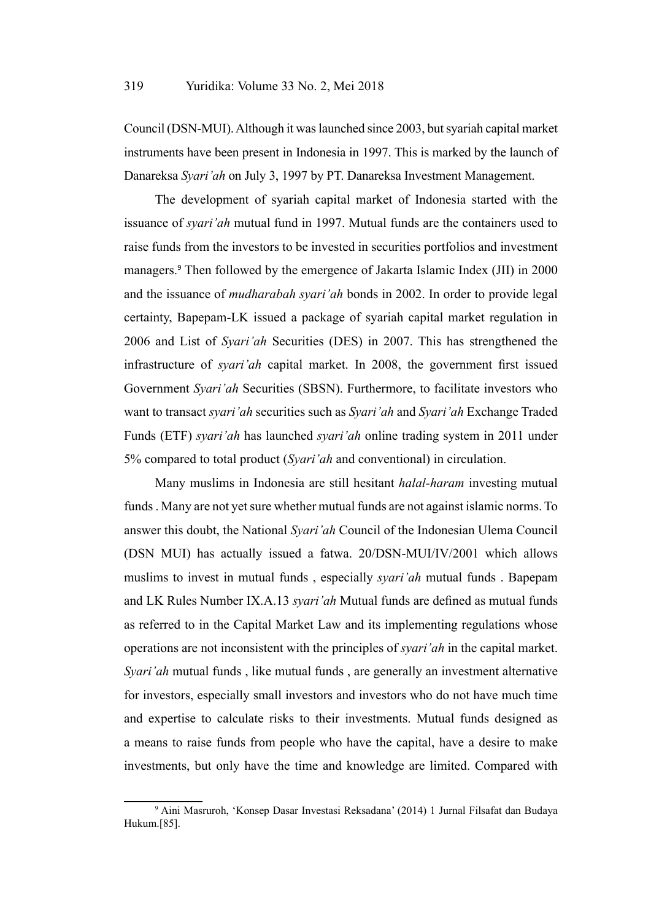Council (DSN-MUI). Although it was launched since 2003, but syariah capital market instruments have been present in Indonesia in 1997. This is marked by the launch of Danareksa *Syari'ah* on July 3, 1997 by PT. Danareksa Investment Management.

The development of syariah capital market of Indonesia started with the issuance of *syari'ah* mutual fund in 1997. Mutual funds are the containers used to raise funds from the investors to be invested in securities portfolios and investment managers.[9] Then followed by the emergence of Jakarta Islamic Index (JII) in 2000 and the issuance of *mudharabah syari'ah* bonds in 2002. In order to provide legal certainty, Bapepam-LK issued a package of syariah capital market regulation in 2006 and List of *Syari'ah* Securities (DES) in 2007. This has strengthened the infrastructure of *syari'ah* capital market. In 2008, the government first issued Government *Syari'ah* Securities (SBSN). Furthermore, to facilitate investors who want to transact *syari'ah* securities such as *Syari'ah* and *Syari'ah* Exchange Traded Funds (ETF) *syari'ah* has launched *syari'ah* online trading system in 2011 under 5% compared to total product (*Syari'ah* and conventional) in circulation.

Many muslims in Indonesia are still hesitant *halal-haram* investing mutual funds . Many are not yet sure whether mutual funds are not against islamic norms. To answer this doubt, the National *Syari'ah* Council of the Indonesian Ulema Council (DSN MUI) has actually issued a fatwa. 20/DSN-MUI/IV/2001 which allows muslims to invest in mutual funds , especially *syari'ah* mutual funds . Bapepam and LK Rules Number IX.A.13 *syari'ah* Mutual funds are defined as mutual funds as referred to in the Capital Market Law and its implementing regulations whose operations are not inconsistent with the principles of *syari'ah* in the capital market. *Syari'ah* mutual funds , like mutual funds , are generally an investment alternative for investors, especially small investors and investors who do not have much time and expertise to calculate risks to their investments. Mutual funds designed as a means to raise funds from people who have the capital, have a desire to make investments, but only have the time and knowledge are limited. Compared with

[9] Aini Masruroh, 'Konsep Dasar Investasi Reksadana' (2014) 1 Jurnal Filsafat dan Budaya Hukum.[85].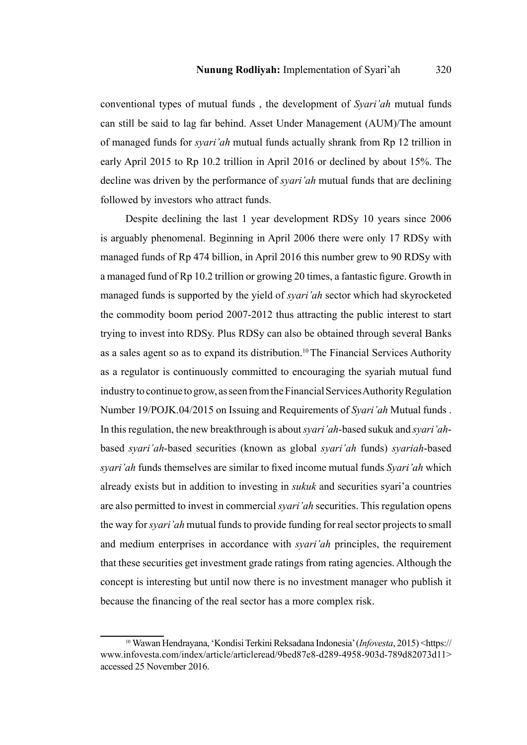conventional types of mutual funds , the development of *Syari'ah* mutual funds can still be said to lag far behind. Asset Under Management (AUM)/The amount of managed funds for *syari'ah* mutual funds actually shrank from Rp 12 trillion in early April 2015 to Rp 10.2 trillion in April 2016 or declined by about 15%. The decline was driven by the performance of *syari'ah* mutual funds that are declining followed by investors who attract funds.

Despite declining the last 1 year development RDSy 10 years since 2006 is arguably phenomenal. Beginning in April 2006 there were only 17 RDSy with managed funds of Rp 474 billion, in April 2016 this number grew to 90 RDSy with a managed fund of Rp 10.2 trillion or growing 20 times, a fantastic figure. Growth in managed funds is supported by the yield of *syari'ah* sector which had skyrocketed the commodity boom period 2007-2012 thus attracting the public interest to start trying to invest into RDSy. Plus RDSy can also be obtained through several Banks as a sales agent so as to expand its distribution.[10] The Financial Services Authority as a regulator is continuously committed to encouraging the syariah mutual fund industry to continue to grow, as seen from the Financial Services Authority Regulation Number 19/POJK.04/2015 on Issuing and Requirements of *Syari'ah* Mutual funds . In this regulation, the new breakthrough is about *syari'ah*-based sukuk and *syari'ah*-based *syari'ah*-based securities (known as global *syari'ah* funds) *syariah*-based *syari'ah* funds themselves are similar to fixed income mutual funds *Syari'ah* which already exists but in addition to investing in *sukuk* and securities syari'a countries are also permitted to invest in commercial *syari'ah* securities. This regulation opens the way for *syari'ah* mutual funds to provide funding for real sector projects to small and medium enterprises in accordance with *syari'ah* principles, the requirement that these securities get investment grade ratings from rating agencies. Although the concept is interesting but until now there is no investment manager who publish it because the financing of the real sector has a more complex risk.

---

[10] Wawan Hendrayana, 'Kondisi Terkini Reksadana Indonesia' (*Infovesta*, 2015) <https://www.infovesta.com/index/article/articleread/9bed87e8-d289-4958-903d-789d82073d11> accessed 25 November 2016.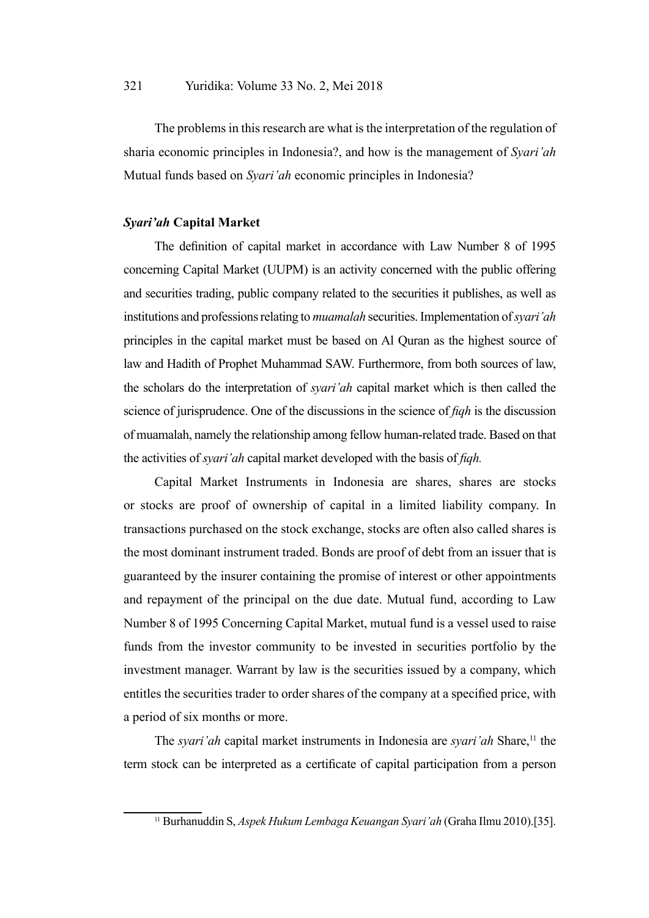The problems in this research are what is the interpretation of the regulation of sharia economic principles in Indonesia?, and how is the management of *Syari'ah* Mutual funds based on *Syari'ah* economic principles in Indonesia?

### *Syari'ah* Capital Market

The definition of capital market in accordance with Law Number 8 of 1995 concerning Capital Market (UUPM) is an activity concerned with the public offering and securities trading, public company related to the securities it publishes, as well as institutions and professions relating to *muamalah* securities. Implementation of *syari'ah* principles in the capital market must be based on Al Quran as the highest source of law and Hadith of Prophet Muhammad SAW. Furthermore, from both sources of law, the scholars do the interpretation of *syari'ah* capital market which is then called the science of jurisprudence. One of the discussions in the science of *fiqh* is the discussion of muamalah, namely the relationship among fellow human-related trade. Based on that the activities of *syari'ah* capital market developed with the basis of *fiqh.*

Capital Market Instruments in Indonesia are shares, shares are stocks or stocks are proof of ownership of capital in a limited liability company. In transactions purchased on the stock exchange, stocks are often also called shares is the most dominant instrument traded. Bonds are proof of debt from an issuer that is guaranteed by the insurer containing the promise of interest or other appointments and repayment of the principal on the due date. Mutual fund, according to Law Number 8 of 1995 Concerning Capital Market, mutual fund is a vessel used to raise funds from the investor community to be invested in securities portfolio by the investment manager. Warrant by law is the securities issued by a company, which entitles the securities trader to order shares of the company at a specified price, with a period of six months or more.

The *syari'ah* capital market instruments in Indonesia are *syari'ah* Share,[11] the term stock can be interpreted as a certificate of capital participation from a person

[11] Burhanuddin S, *Aspek Hukum Lembaga Keuangan Syari'ah* (Graha Ilmu 2010).[35].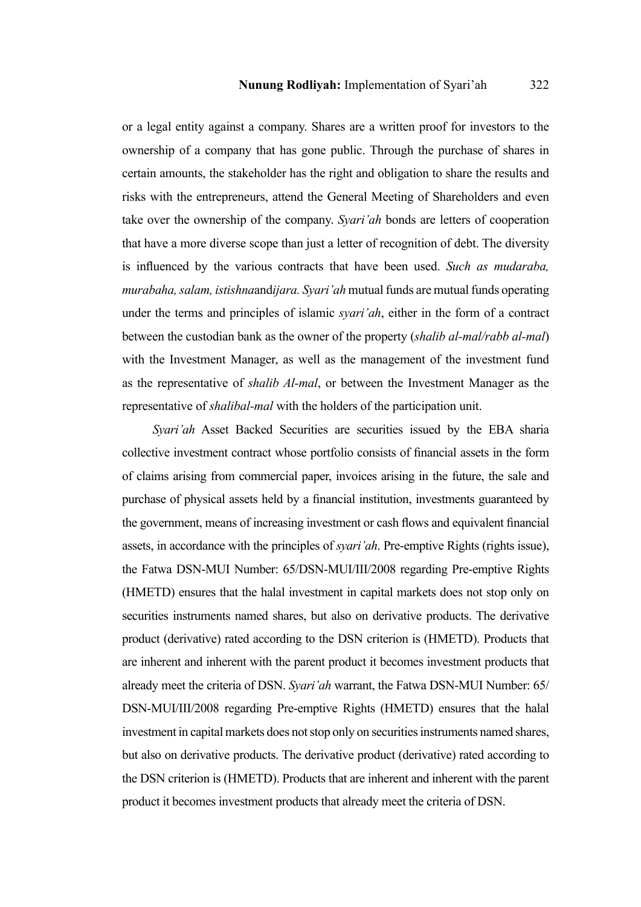or a legal entity against a company. Shares are a written proof for investors to the ownership of a company that has gone public. Through the purchase of shares in certain amounts, the stakeholder has the right and obligation to share the results and risks with the entrepreneurs, attend the General Meeting of Shareholders and even take over the ownership of the company. *Syari'ah* bonds are letters of cooperation that have a more diverse scope than just a letter of recognition of debt. The diversity is influenced by the various contracts that have been used. *Such as mudaraba, murabaha, salam, istishna*and*ijara. Syari'ah* mutual funds are mutual funds operating under the terms and principles of islamic *syari'ah*, either in the form of a contract between the custodian bank as the owner of the property (*shalib al-mal/rabb al-mal*) with the Investment Manager, as well as the management of the investment fund as the representative of *shalib Al-mal*, or between the Investment Manager as the representative of *shalibal-mal* with the holders of the participation unit.

*Syari'ah* Asset Backed Securities are securities issued by the EBA sharia collective investment contract whose portfolio consists of financial assets in the form of claims arising from commercial paper, invoices arising in the future, the sale and purchase of physical assets held by a financial institution, investments guaranteed by the government, means of increasing investment or cash flows and equivalent financial assets, in accordance with the principles of *syari'ah*. Pre-emptive Rights (rights issue), the Fatwa DSN-MUI Number: 65/DSN-MUI/III/2008 regarding Pre-emptive Rights (HMETD) ensures that the halal investment in capital markets does not stop only on securities instruments named shares, but also on derivative products. The derivative product (derivative) rated according to the DSN criterion is (HMETD). Products that are inherent and inherent with the parent product it becomes investment products that already meet the criteria of DSN. *Syari'ah* warrant, the Fatwa DSN-MUI Number: 65/ DSN-MUI/III/2008 regarding Pre-emptive Rights (HMETD) ensures that the halal investment in capital markets does not stop only on securities instruments named shares, but also on derivative products. The derivative product (derivative) rated according to the DSN criterion is (HMETD). Products that are inherent and inherent with the parent product it becomes investment products that already meet the criteria of DSN.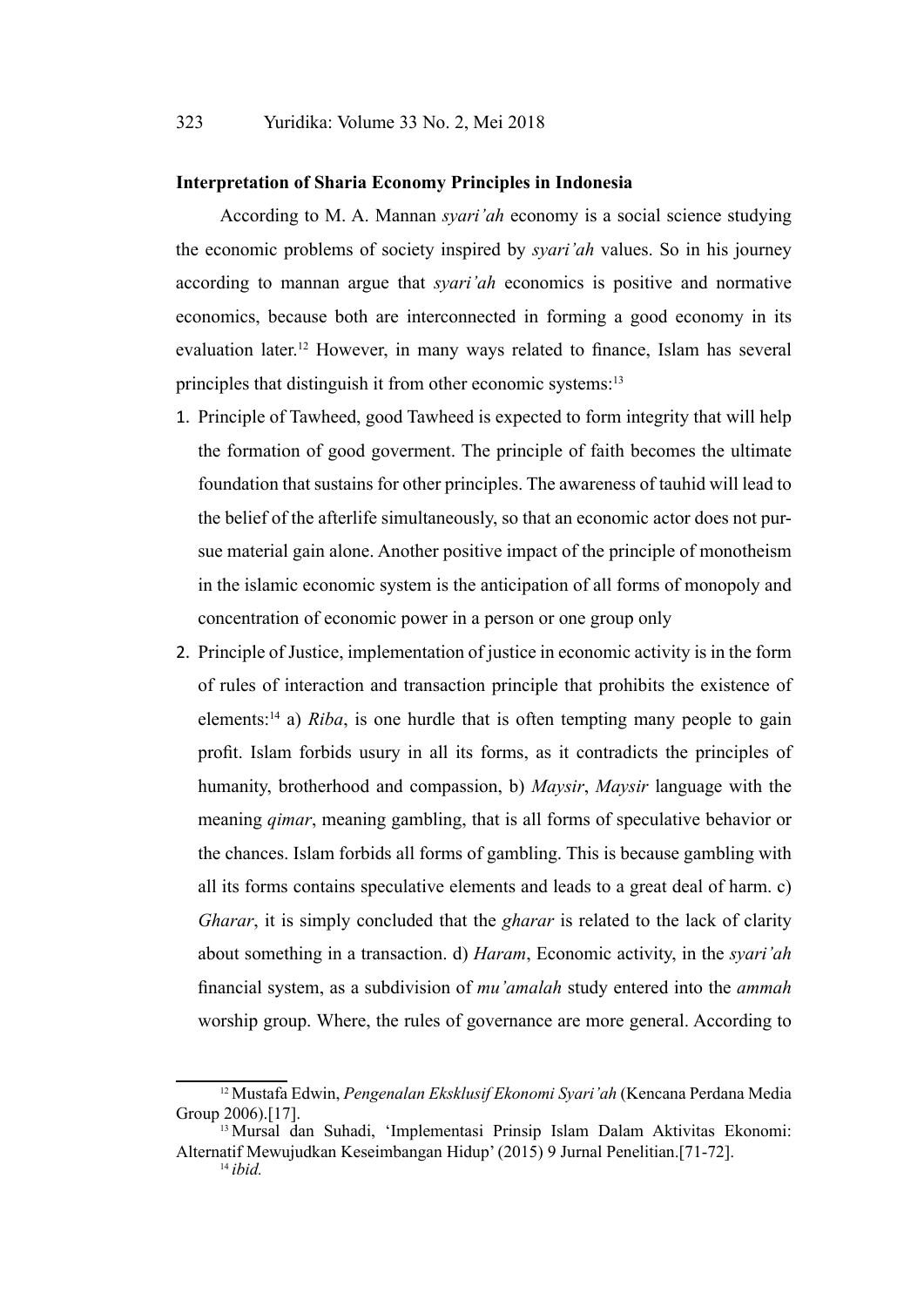### Interpretation of Sharia Economy Principles in Indonesia

According to M. A. Mannan *syari'ah* economy is a social science studying the economic problems of society inspired by *syari'ah* values. So in his journey according to mannan argue that *syari'ah* economics is positive and normative economics, because both are interconnected in forming a good economy in its evaluation later.[12] However, in many ways related to finance, Islam has several principles that distinguish it from other economic systems:[13]

1. Principle of Tawheed, good Tawheed is expected to form integrity that will help the formation of good goverment. The principle of faith becomes the ultimate foundation that sustains for other principles. The awareness of tauhid will lead to the belief of the afterlife simultaneously, so that an economic actor does not pursue material gain alone. Another positive impact of the principle of monotheism in the islamic economic system is the anticipation of all forms of monopoly and concentration of economic power in a person or one group only
2. Principle of Justice, implementation of justice in economic activity is in the form of rules of interaction and transaction principle that prohibits the existence of elements:[14] a) *Riba*, is one hurdle that is often tempting many people to gain profit. Islam forbids usury in all its forms, as it contradicts the principles of humanity, brotherhood and compassion, b) *Maysir*, *Maysir* language with the meaning *qimar*, meaning gambling, that is all forms of speculative behavior or the chances. Islam forbids all forms of gambling. This is because gambling with all its forms contains speculative elements and leads to a great deal of harm. c) *Gharar*, it is simply concluded that the *gharar* is related to the lack of clarity about something in a transaction. d) *Haram*, Economic activity, in the *syari'ah* financial system, as a subdivision of *mu'amalah* study entered into the *ammah* worship group. Where, the rules of governance are more general. According to

---

[12] Mustafa Edwin, *Pengenalan Eksklusif Ekonomi Syari'ah* (Kencana Perdana Media Group 2006).[17].

[13] Mursal dan Suhadi, 'Implementasi Prinsip Islam Dalam Aktivitas Ekonomi: Alternatif Mewujudkan Keseimbangan Hidup' (2015) 9 Jurnal Penelitian.[71-72].

[14] *ibid.*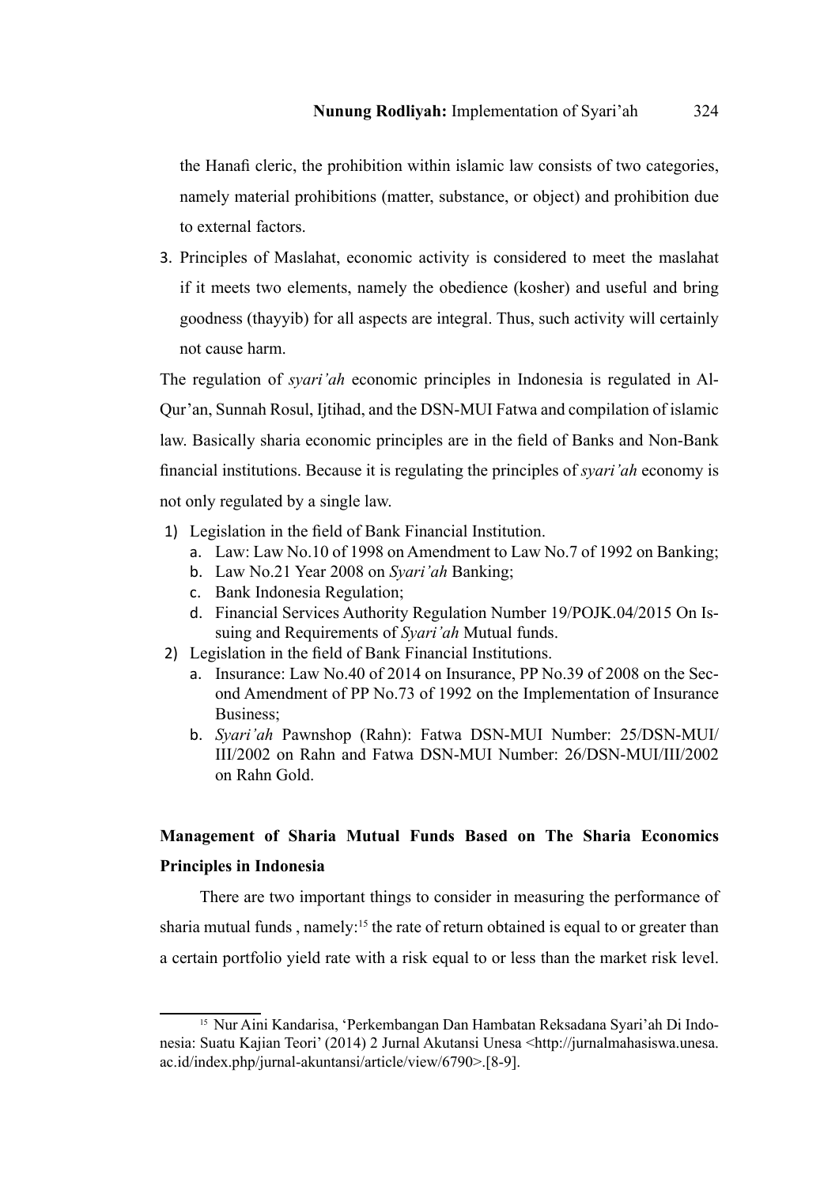the Hanafi cleric, the prohibition within islamic law consists of two categories, namely material prohibitions (matter, substance, or object) and prohibition due to external factors.

3. Principles of Maslahat, economic activity is considered to meet the maslahat if it meets two elements, namely the obedience (kosher) and useful and bring goodness (thayyib) for all aspects are integral. Thus, such activity will certainly not cause harm.

The regulation of *syari'ah* economic principles in Indonesia is regulated in Al-Qur'an, Sunnah Rosul, Ijtihad, and the DSN-MUI Fatwa and compilation of islamic law. Basically sharia economic principles are in the field of Banks and Non-Bank financial institutions. Because it is regulating the principles of *syari'ah* economy is not only regulated by a single law.

1) Legislation in the field of Bank Financial Institution.
   a. Law: Law No.10 of 1998 on Amendment to Law No.7 of 1992 on Banking;
   b. Law No.21 Year 2008 on *Syari'ah* Banking;
   c. Bank Indonesia Regulation;
   d. Financial Services Authority Regulation Number 19/POJK.04/2015 On Issuing and Requirements of *Syari'ah* Mutual funds.
2) Legislation in the field of Bank Financial Institutions.
   a. Insurance: Law No.40 of 2014 on Insurance, PP No.39 of 2008 on the Second Amendment of PP No.73 of 1992 on the Implementation of Insurance Business;
   b. *Syari'ah* Pawnshop (Rahn): Fatwa DSN-MUI Number: 25/DSN-MUI/III/2002 on Rahn and Fatwa DSN-MUI Number: 26/DSN-MUI/III/2002 on Rahn Gold.

## Management of Sharia Mutual Funds Based on The Sharia Economics Principles in Indonesia

There are two important things to consider in measuring the performance of sharia mutual funds , namely:[15] the rate of return obtained is equal to or greater than a certain portfolio yield rate with a risk equal to or less than the market risk level.

[15] Nur Aini Kandarisa, 'Perkembangan Dan Hambatan Reksadana Syari'ah Di Indonesia: Suatu Kajian Teori' (2014) 2 Jurnal Akutansi Unesa <http://jurnalmahasiswa.unesa.ac.id/index.php/jurnal-akuntansi/article/view/6790>.[8-9].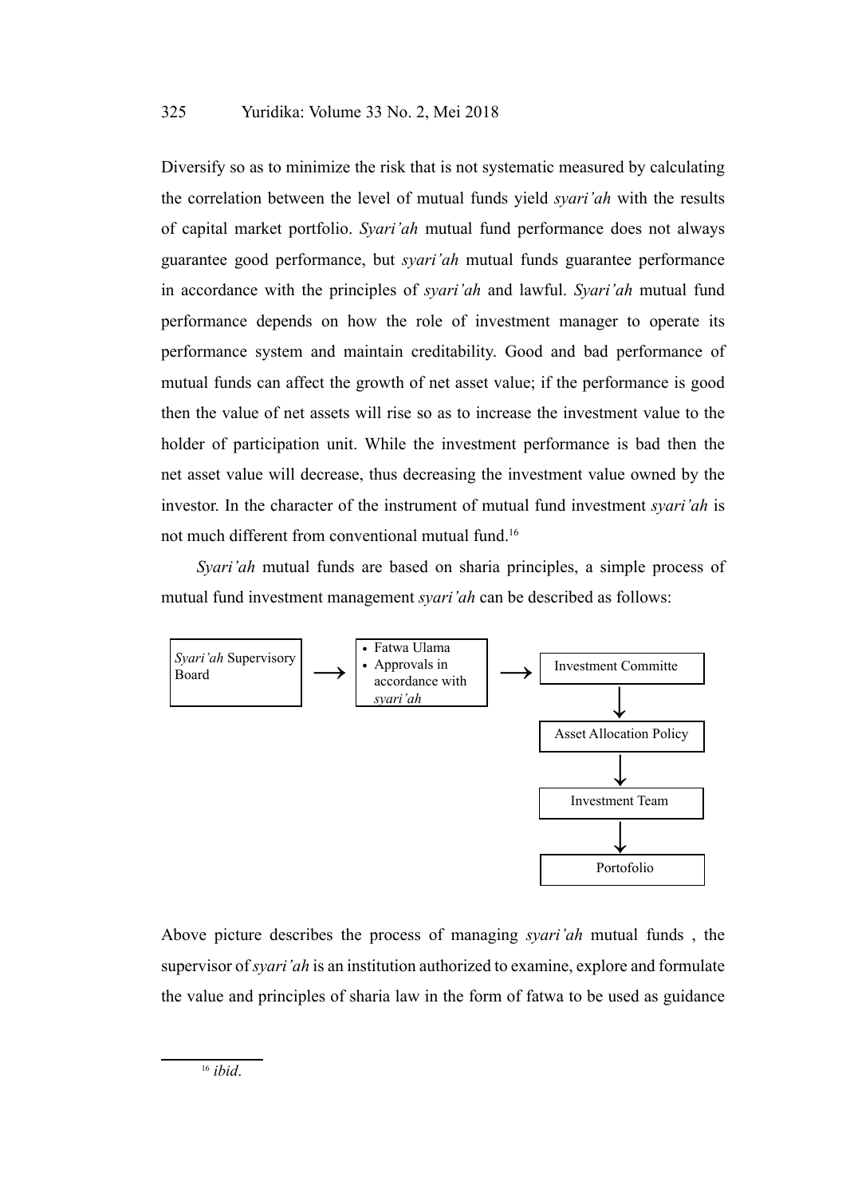Diversify so as to minimize the risk that is not systematic measured by calculating the correlation between the level of mutual funds yield *syari'ah* with the results of capital market portfolio. *Syari'ah* mutual fund performance does not always guarantee good performance, but *syari'ah* mutual funds guarantee performance in accordance with the principles of *syari'ah* and lawful. *Syari'ah* mutual fund performance depends on how the role of investment manager to operate its performance system and maintain creditability. Good and bad performance of mutual funds can affect the growth of net asset value; if the performance is good then the value of net assets will rise so as to increase the investment value to the holder of participation unit. While the investment performance is bad then the net asset value will decrease, thus decreasing the investment value owned by the investor. In the character of the instrument of mutual fund investment *syari'ah* is not much different from conventional mutual fund.[16]

*Syari'ah* mutual funds are based on sharia principles, a simple process of mutual fund investment management *syari'ah* can be described as follows:

*Syari'ah* Supervisory Board → • Fatwa Ulama • Approvals in accordance with *syari'ah* → Investment Committe ↓ Asset Allocation Policy ↓ Investment Team ↓ Portofolio

Above picture describes the process of managing *syari'ah* mutual funds , the supervisor of *syari'ah* is an institution authorized to examine, explore and formulate the value and principles of sharia law in the form of fatwa to be used as guidance

---

[16] *ibid*.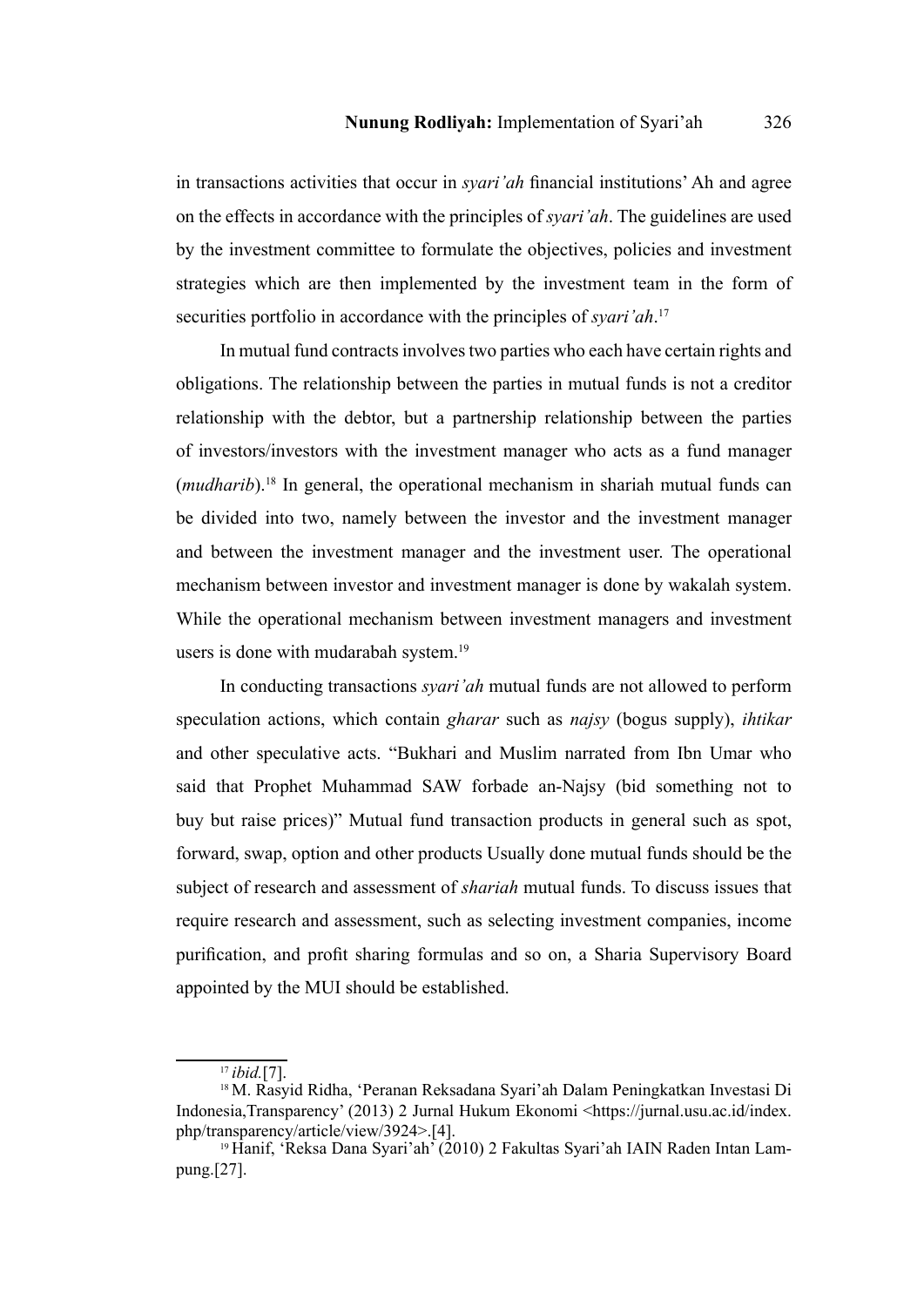in transactions activities that occur in *syari'ah* financial institutions' Ah and agree on the effects in accordance with the principles of *syari'ah*. The guidelines are used by the investment committee to formulate the objectives, policies and investment strategies which are then implemented by the investment team in the form of securities portfolio in accordance with the principles of *syari'ah*.[17]

In mutual fund contracts involves two parties who each have certain rights and obligations. The relationship between the parties in mutual funds is not a creditor relationship with the debtor, but a partnership relationship between the parties of investors/investors with the investment manager who acts as a fund manager (*mudharib*).[18] In general, the operational mechanism in shariah mutual funds can be divided into two, namely between the investor and the investment manager and between the investment manager and the investment user. The operational mechanism between investor and investment manager is done by wakalah system. While the operational mechanism between investment managers and investment users is done with mudarabah system.[19]

In conducting transactions *syari'ah* mutual funds are not allowed to perform speculation actions, which contain *gharar* such as *najsy* (bogus supply), *ihtikar* and other speculative acts. "Bukhari and Muslim narrated from Ibn Umar who said that Prophet Muhammad SAW forbade an-Najsy (bid something not to buy but raise prices)" Mutual fund transaction products in general such as spot, forward, swap, option and other products Usually done mutual funds should be the subject of research and assessment of *shariah* mutual funds. To discuss issues that require research and assessment, such as selecting investment companies, income purification, and profit sharing formulas and so on, a Sharia Supervisory Board appointed by the MUI should be established.

---

[17] *ibid*.[7].

[18] M. Rasyid Ridha, 'Peranan Reksadana Syari'ah Dalam Peningkatkan Investasi Di Indonesia,Transparency' (2013) 2 Jurnal Hukum Ekonomi <https://jurnal.usu.ac.id/index.php/transparency/article/view/3924>.[4].

[19] Hanif, 'Reksa Dana Syari'ah' (2010) 2 Fakultas Syari'ah IAIN Raden Intan Lampung.[27].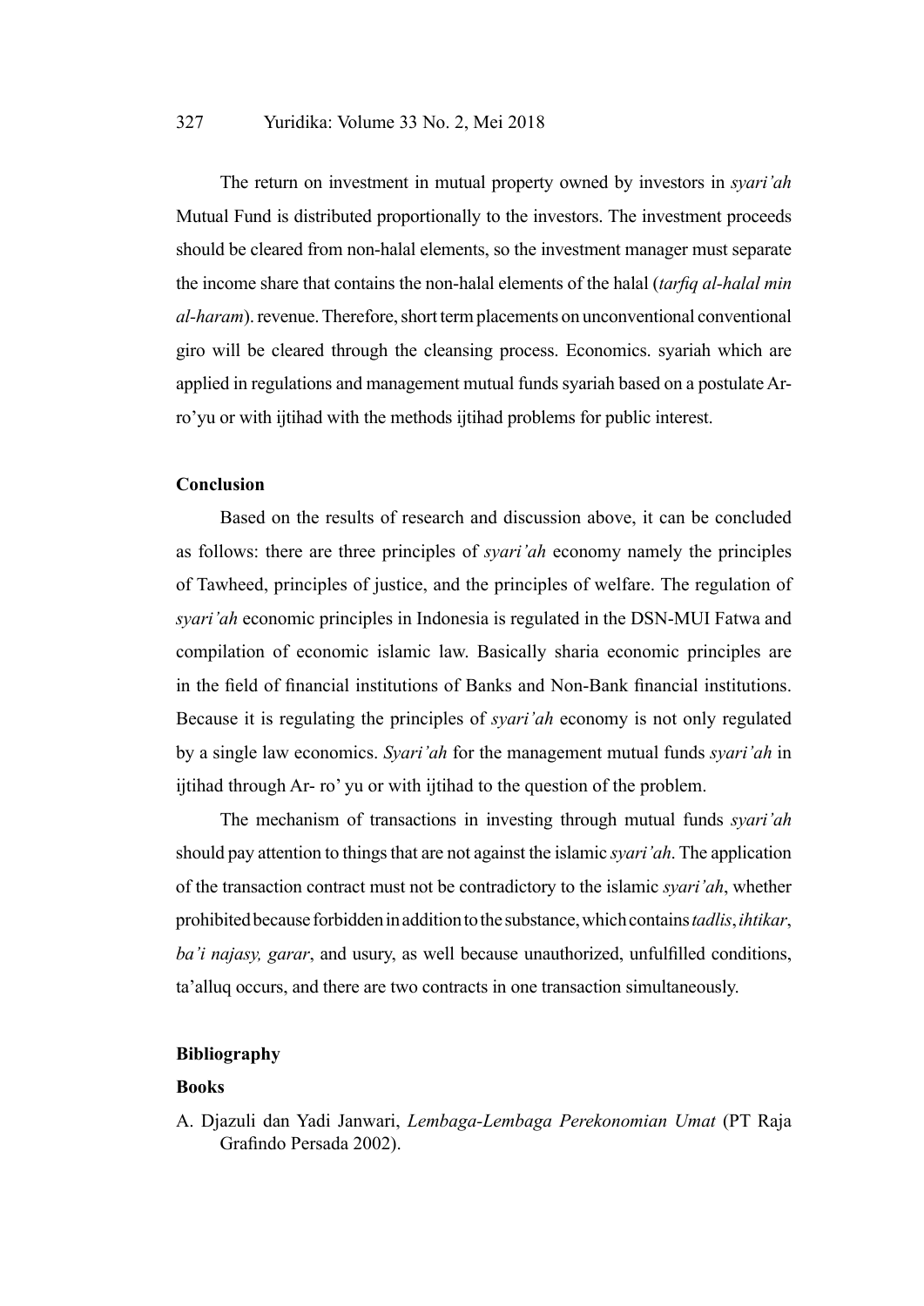The return on investment in mutual property owned by investors in *syari'ah* Mutual Fund is distributed proportionally to the investors. The investment proceeds should be cleared from non-halal elements, so the investment manager must separate the income share that contains the non-halal elements of the halal (*tarfiq al-halal min al-haram*). revenue. Therefore, short term placements on unconventional conventional giro will be cleared through the cleansing process. Economics. syariah which are applied in regulations and management mutual funds syariah based on a postulate Ar-ro'yu or with ijtihad with the methods ijtihad problems for public interest.

### Conclusion

Based on the results of research and discussion above, it can be concluded as follows: there are three principles of *syari'ah* economy namely the principles of Tawheed, principles of justice, and the principles of welfare. The regulation of *syari'ah* economic principles in Indonesia is regulated in the DSN-MUI Fatwa and compilation of economic islamic law. Basically sharia economic principles are in the field of financial institutions of Banks and Non-Bank financial institutions. Because it is regulating the principles of *syari'ah* economy is not only regulated by a single law economics. *Syari'ah* for the management mutual funds *syari'ah* in ijtihad through Ar- ro' yu or with ijtihad to the question of the problem.

The mechanism of transactions in investing through mutual funds *syari'ah* should pay attention to things that are not against the islamic *syari'ah*. The application of the transaction contract must not be contradictory to the islamic *syari'ah*, whether prohibited because forbidden in addition to the substance, which contains *tadlis*, *ihtikar*, *ba'i najasy, garar*, and usury, as well because unauthorized, unfulfilled conditions, ta'alluq occurs, and there are two contracts in one transaction simultaneously.

### Bibliography

#### Books

A. Djazuli dan Yadi Janwari, *Lembaga-Lembaga Perekonomian Umat* (PT Raja Grafindo Persada 2002).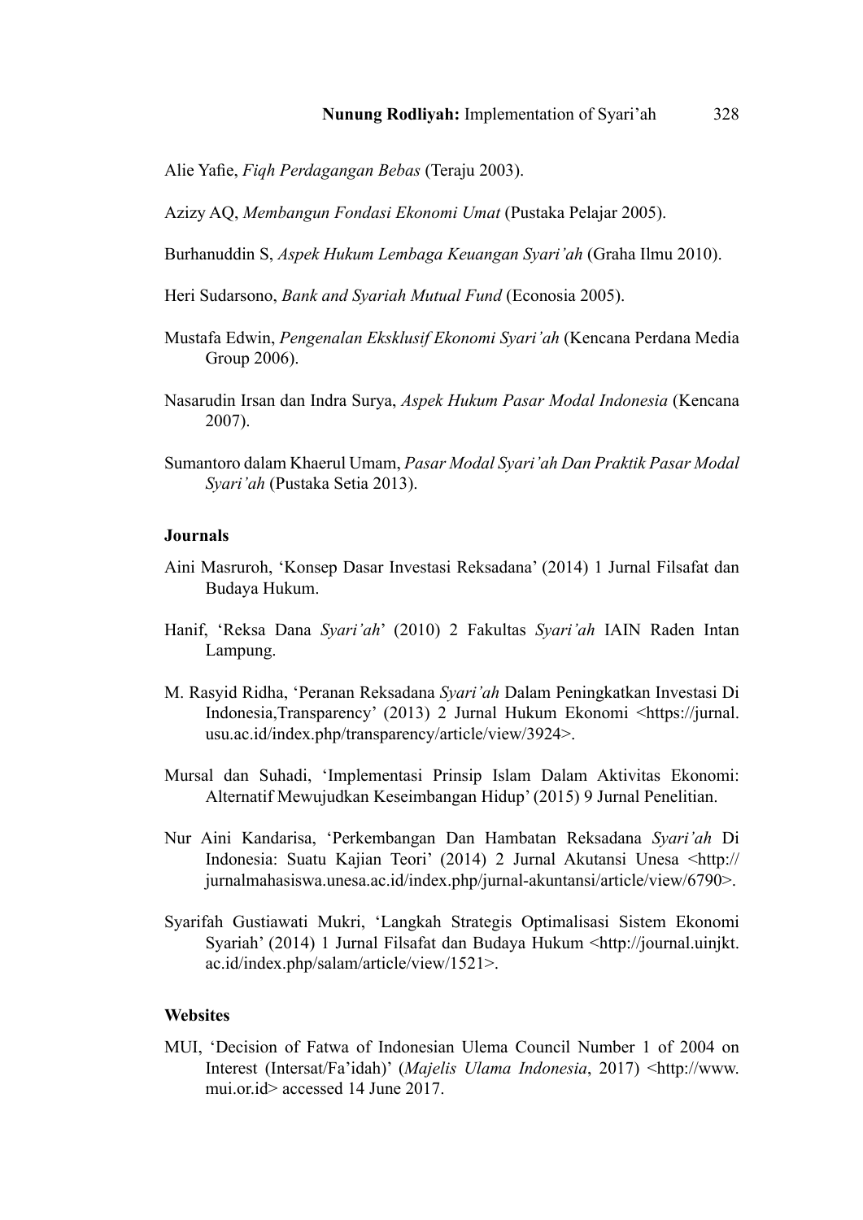Alie Yafie, *Fiqh Perdagangan Bebas* (Teraju 2003).

Azizy AQ, *Membangun Fondasi Ekonomi Umat* (Pustaka Pelajar 2005).

Burhanuddin S, *Aspek Hukum Lembaga Keuangan Syari'ah* (Graha Ilmu 2010).

Heri Sudarsono, *Bank and Syariah Mutual Fund* (Econosia 2005).

Mustafa Edwin, *Pengenalan Eksklusif Ekonomi Syari'ah* (Kencana Perdana Media Group 2006).

Nasarudin Irsan dan Indra Surya, *Aspek Hukum Pasar Modal Indonesia* (Kencana 2007).

Sumantoro dalam Khaerul Umam, *Pasar Modal Syari'ah Dan Praktik Pasar Modal Syari'ah* (Pustaka Setia 2013).

### Journals

Aini Masruroh, 'Konsep Dasar Investasi Reksadana' (2014) 1 Jurnal Filsafat dan Budaya Hukum.

Hanif, 'Reksa Dana *Syari'ah*' (2010) 2 Fakultas *Syari'ah* IAIN Raden Intan Lampung.

M. Rasyid Ridha, 'Peranan Reksadana *Syari'ah* Dalam Peningkatkan Investasi Di Indonesia,Transparency' (2013) 2 Jurnal Hukum Ekonomi <https://jurnal.usu.ac.id/index.php/transparency/article/view/3924>.

Mursal dan Suhadi, 'Implementasi Prinsip Islam Dalam Aktivitas Ekonomi: Alternatif Mewujudkan Keseimbangan Hidup' (2015) 9 Jurnal Penelitian.

Nur Aini Kandarisa, 'Perkembangan Dan Hambatan Reksadana *Syari'ah* Di Indonesia: Suatu Kajian Teori' (2014) 2 Jurnal Akutansi Unesa <http://jurnalmahasiswa.unesa.ac.id/index.php/jurnal-akuntansi/article/view/6790>.

Syarifah Gustiawati Mukri, 'Langkah Strategis Optimalisasi Sistem Ekonomi Syariah' (2014) 1 Jurnal Filsafat dan Budaya Hukum <http://journal.uinjkt.ac.id/index.php/salam/article/view/1521>.

### Websites

MUI, 'Decision of Fatwa of Indonesian Ulema Council Number 1 of 2004 on Interest (Intersat/Fa'idah)' (*Majelis Ulama Indonesia*, 2017) <http://www.mui.or.id> accessed 14 June 2017.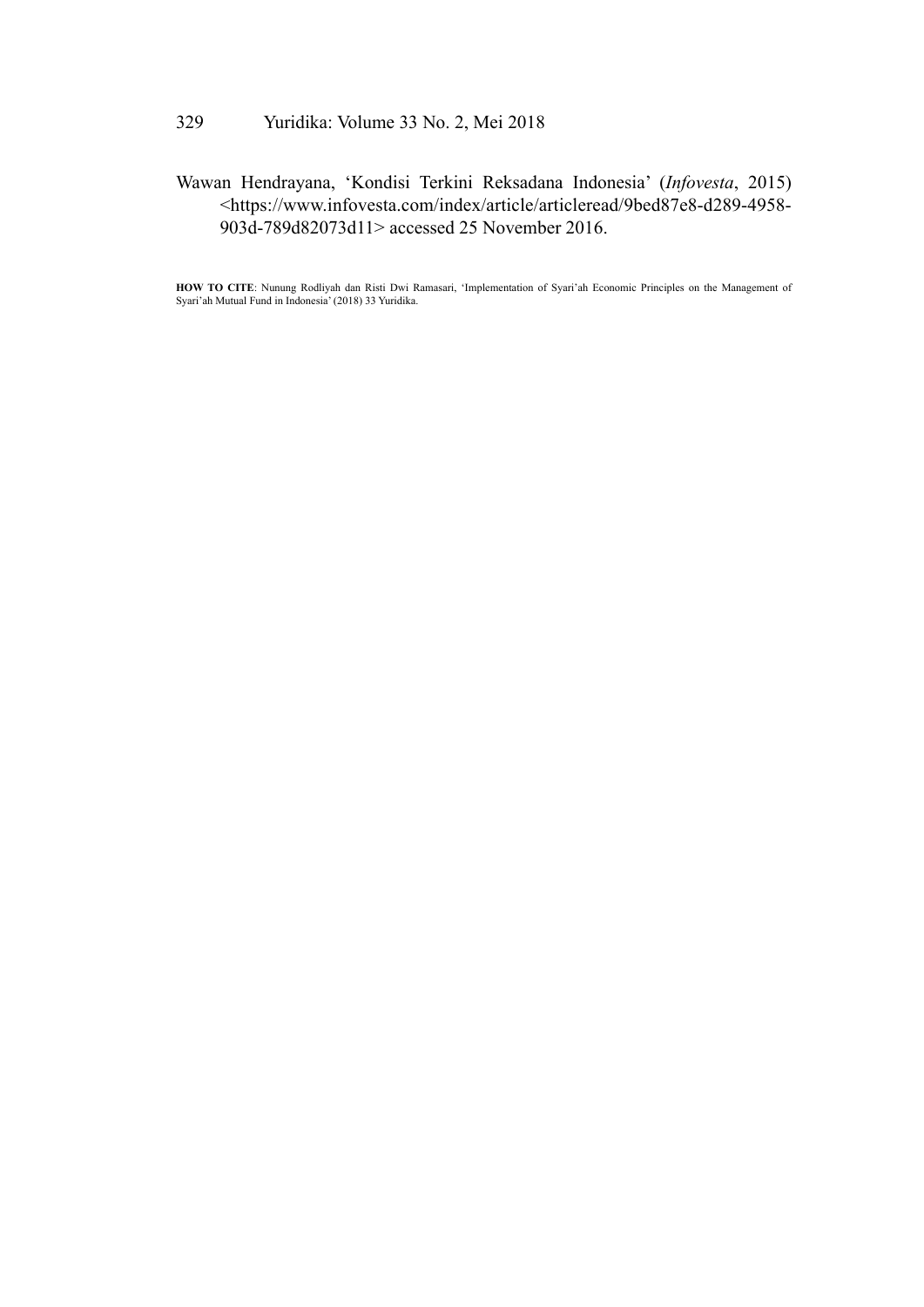Wawan Hendrayana, 'Kondisi Terkini Reksadana Indonesia' (*Infovesta*, 2015) <https://www.infovesta.com/index/article/articleread/9bed87e8-d289-4958-903d-789d82073d11> accessed 25 November 2016.

**HOW TO CITE**: Nunung Rodliyah dan Risti Dwi Ramasari, 'Implementation of Syari'ah Economic Principles on the Management of Syari'ah Mutual Fund in Indonesia' (2018) 33 Yuridika.